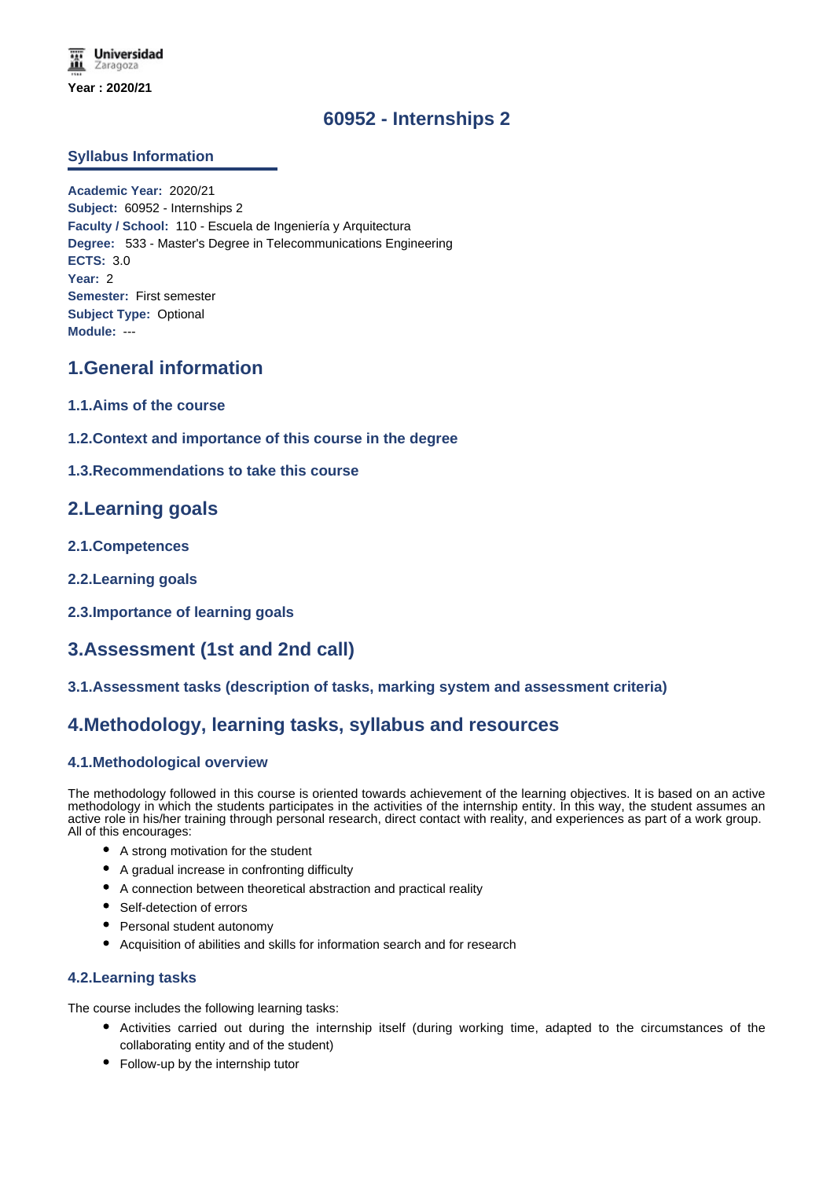Universidad Zaragoza

**Year : 2020/21**

# 60952 - Internships 2

## Syllabus Information

**Academic Year:** 2020/21
**Subject:** 60952 - Internships 2
**Faculty / School:** 110 - Escuela de Ingeniería y Arquitectura
**Degree:** 533 - Master's Degree in Telecommunications Engineering
**ECTS:** 3.0
**Year:** 2
**Semester:** First semester
**Subject Type:** Optional
**Module:** ---

## 1.General information

### 1.1.Aims of the course

### 1.2.Context and importance of this course in the degree

### 1.3.Recommendations to take this course

## 2.Learning goals

### 2.1.Competences

### 2.2.Learning goals

### 2.3.Importance of learning goals

## 3.Assessment (1st and 2nd call)

### 3.1.Assessment tasks (description of tasks, marking system and assessment criteria)

## 4.Methodology, learning tasks, syllabus and resources

### 4.1.Methodological overview

The methodology followed in this course is oriented towards achievement of the learning objectives. It is based on an active methodology in which the students participates in the activities of the internship entity. In this way, the student assumes an active role in his/her training through personal research, direct contact with reality, and experiences as part of a work group. All of this encourages:

- A strong motivation for the student
- A gradual increase in confronting difficulty
- A connection between theoretical abstraction and practical reality
- Self-detection of errors
- Personal student autonomy
- Acquisition of abilities and skills for information search and for research

### 4.2.Learning tasks

The course includes the following learning tasks:

- Activities carried out during the internship itself (during working time, adapted to the circumstances of the collaborating entity and of the student)
- Follow-up by the internship tutor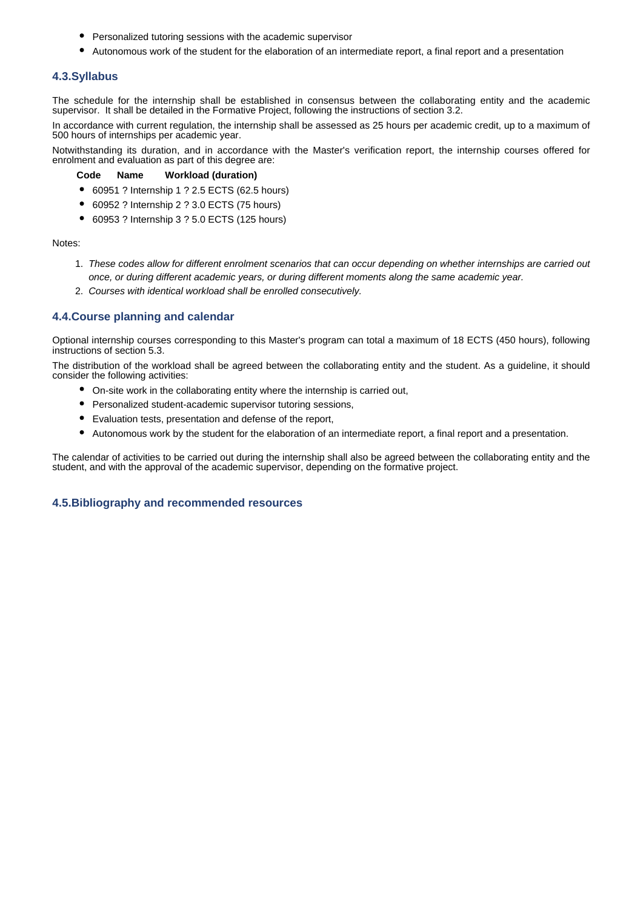- Personalized tutoring sessions with the academic supervisor
- Autonomous work of the student for the elaboration of an intermediate report, a final report and a presentation

### 4.3.Syllabus

The schedule for the internship shall be established in consensus between the collaborating entity and the academic supervisor. It shall be detailed in the Formative Project, following the instructions of section 3.2.

In accordance with current regulation, the internship shall be assessed as 25 hours per academic credit, up to a maximum of 500 hours of internships per academic year.

Notwithstanding its duration, and in accordance with the Master's verification report, the internship courses offered for enrolment and evaluation as part of this degree are:

**Code Name Workload (duration)**

- 60951 ? Internship 1 ? 2.5 ECTS (62.5 hours)
- 60952 ? Internship 2 ? 3.0 ECTS (75 hours)
- 60953 ? Internship 3 ? 5.0 ECTS (125 hours)

Notes:

1. *These codes allow for different enrolment scenarios that can occur depending on whether internships are carried out once, or during different academic years, or during different moments along the same academic year.*
2. *Courses with identical workload shall be enrolled consecutively.*

### 4.4.Course planning and calendar

Optional internship courses corresponding to this Master's program can total a maximum of 18 ECTS (450 hours), following instructions of section 5.3.

The distribution of the workload shall be agreed between the collaborating entity and the student. As a guideline, it should consider the following activities:

- On-site work in the collaborating entity where the internship is carried out,
- Personalized student-academic supervisor tutoring sessions,
- Evaluation tests, presentation and defense of the report,
- Autonomous work by the student for the elaboration of an intermediate report, a final report and a presentation.

The calendar of activities to be carried out during the internship shall also be agreed between the collaborating entity and the student, and with the approval of the academic supervisor, depending on the formative project.

### 4.5.Bibliography and recommended resources